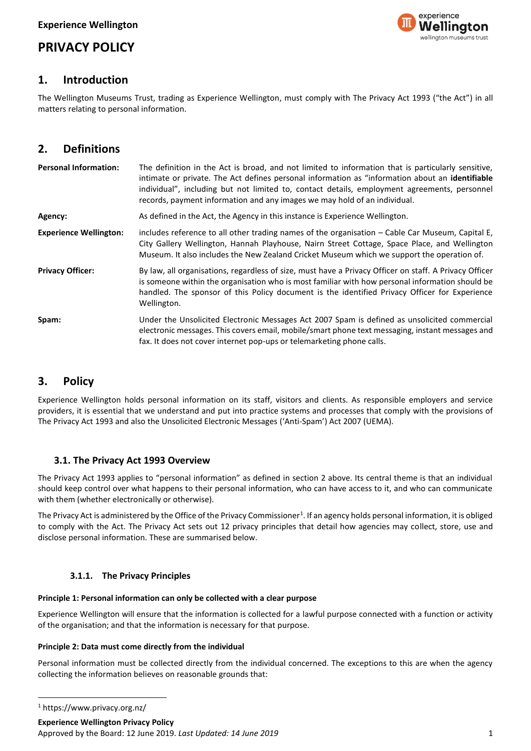**Experience Wellington**

# PRIVACY POLICY

## 1. Introduction

The Wellington Museums Trust, trading as Experience Wellington, must comply with The Privacy Act 1993 ("the Act") in all matters relating to personal information.

## 2. Definitions

| | |
|---|---|
| **Personal Information:** | The definition in the Act is broad, and not limited to information that is particularly sensitive, intimate or private. The Act defines personal information as "information about an **identifiable** individual", including but not limited to, contact details, employment agreements, personnel records, payment information and any images we may hold of an individual. |
| **Agency:** | As defined in the Act, the Agency in this instance is Experience Wellington. |
| **Experience Wellington:** | includes reference to all other trading names of the organisation – Cable Car Museum, Capital E, City Gallery Wellington, Hannah Playhouse, Nairn Street Cottage, Space Place, and Wellington Museum. It also includes the New Zealand Cricket Museum which we support the operation of. |
| **Privacy Officer:** | By law, all organisations, regardless of size, must have a Privacy Officer on staff. A Privacy Officer is someone within the organisation who is most familiar with how personal information should be handled. The sponsor of this Policy document is the identified Privacy Officer for Experience Wellington. |
| **Spam:** | Under the Unsolicited Electronic Messages Act 2007 Spam is defined as unsolicited commercial electronic messages. This covers email, mobile/smart phone text messaging, instant messages and fax. It does not cover internet pop-ups or telemarketing phone calls. |

## 3. Policy

Experience Wellington holds personal information on its staff, visitors and clients. As responsible employers and service providers, it is essential that we understand and put into practice systems and processes that comply with the provisions of The Privacy Act 1993 and also the Unsolicited Electronic Messages ('Anti-Spam') Act 2007 (UEMA).

### 3.1. The Privacy Act 1993 Overview

The Privacy Act 1993 applies to "personal information" as defined in section 2 above. Its central theme is that an individual should keep control over what happens to their personal information, who can have access to it, and who can communicate with them (whether electronically or otherwise).

The Privacy Act is administered by the Office of the Privacy Commissioner[1]. If an agency holds personal information, it is obliged to comply with the Act. The Privacy Act sets out 12 privacy principles that detail how agencies may collect, store, use and disclose personal information. These are summarised below.

#### 3.1.1. The Privacy Principles

**Principle 1: Personal information can only be collected with a clear purpose**

Experience Wellington will ensure that the information is collected for a lawful purpose connected with a function or activity of the organisation; and that the information is necessary for that purpose.

**Principle 2: Data must come directly from the individual**

Personal information must be collected directly from the individual concerned. The exceptions to this are when the agency collecting the information believes on reasonable grounds that:

[1] https://www.privacy.org.nz/

**Experience Wellington Privacy Policy**
Approved by the Board: 12 June 2019. *Last Updated: 14 June 2019*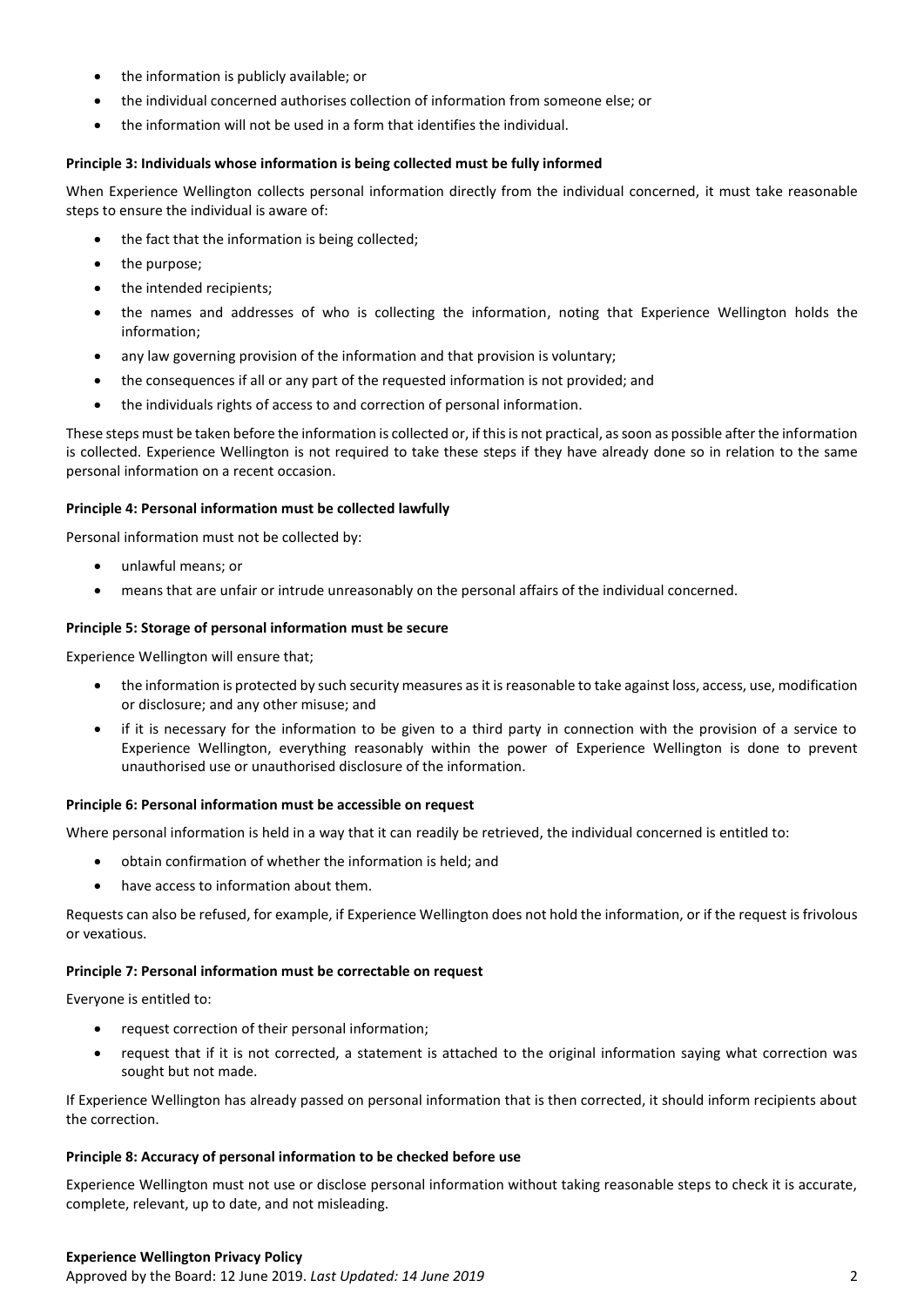- the information is publicly available; or
- the individual concerned authorises collection of information from someone else; or
- the information will not be used in a form that identifies the individual.

**Principle 3: Individuals whose information is being collected must be fully informed**

When Experience Wellington collects personal information directly from the individual concerned, it must take reasonable steps to ensure the individual is aware of:

- the fact that the information is being collected;
- the purpose;
- the intended recipients;
- the names and addresses of who is collecting the information, noting that Experience Wellington holds the information;
- any law governing provision of the information and that provision is voluntary;
- the consequences if all or any part of the requested information is not provided; and
- the individuals rights of access to and correction of personal information.

These steps must be taken before the information is collected or, if this is not practical, as soon as possible after the information is collected. Experience Wellington is not required to take these steps if they have already done so in relation to the same personal information on a recent occasion.

**Principle 4: Personal information must be collected lawfully**

Personal information must not be collected by:

- unlawful means; or
- means that are unfair or intrude unreasonably on the personal affairs of the individual concerned.

**Principle 5: Storage of personal information must be secure**

Experience Wellington will ensure that;

- the information is protected by such security measures as it is reasonable to take against loss, access, use, modification or disclosure; and any other misuse; and
- if it is necessary for the information to be given to a third party in connection with the provision of a service to Experience Wellington, everything reasonably within the power of Experience Wellington is done to prevent unauthorised use or unauthorised disclosure of the information.

**Principle 6: Personal information must be accessible on request**

Where personal information is held in a way that it can readily be retrieved, the individual concerned is entitled to:

- obtain confirmation of whether the information is held; and
- have access to information about them.

Requests can also be refused, for example, if Experience Wellington does not hold the information, or if the request is frivolous or vexatious.

**Principle 7: Personal information must be correctable on request**

Everyone is entitled to:

- request correction of their personal information;
- request that if it is not corrected, a statement is attached to the original information saying what correction was sought but not made.

If Experience Wellington has already passed on personal information that is then corrected, it should inform recipients about the correction.

**Principle 8: Accuracy of personal information to be checked before use**

Experience Wellington must not use or disclose personal information without taking reasonable steps to check it is accurate, complete, relevant, up to date, and not misleading.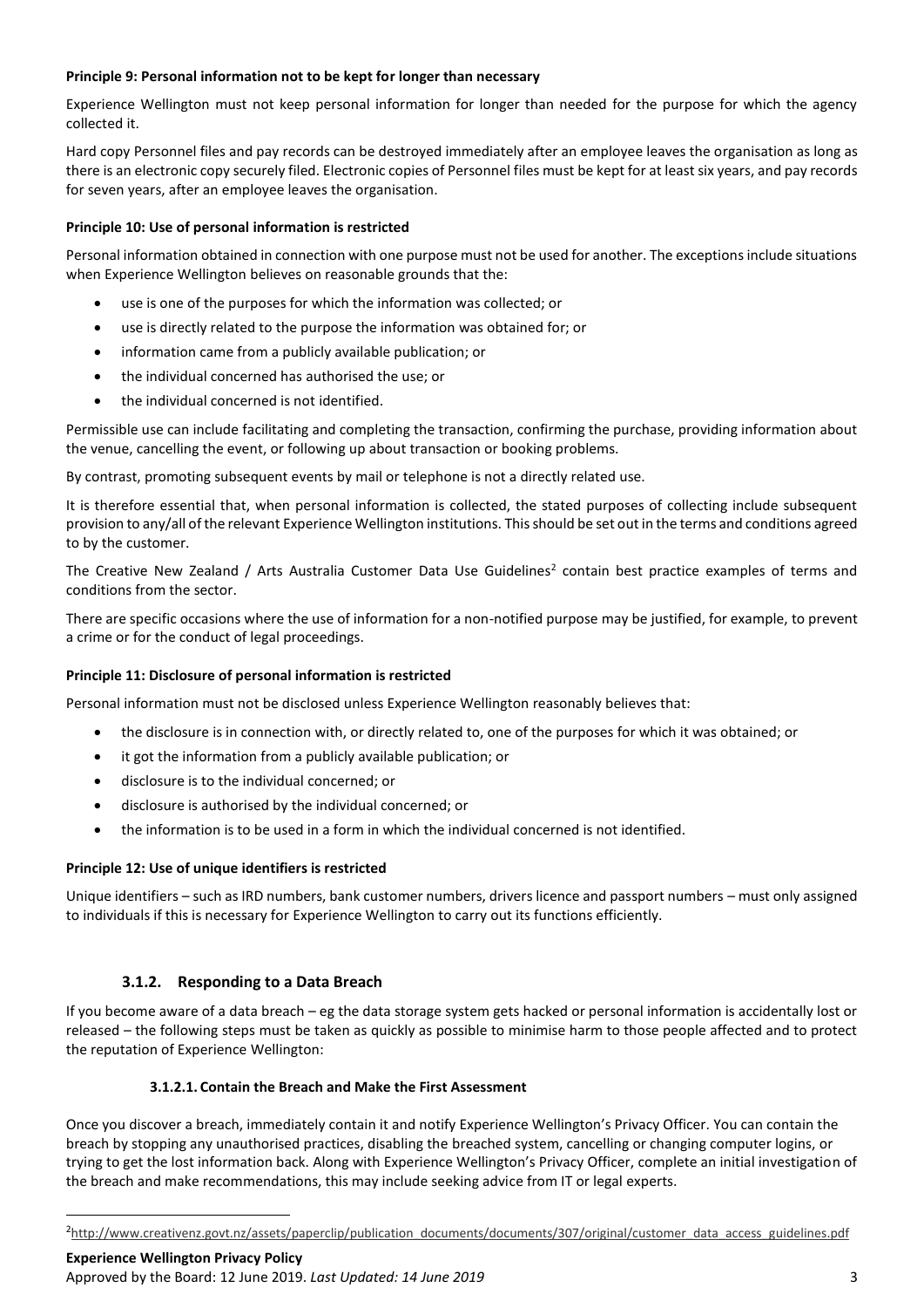**Principle 9: Personal information not to be kept for longer than necessary**

Experience Wellington must not keep personal information for longer than needed for the purpose for which the agency collected it.

Hard copy Personnel files and pay records can be destroyed immediately after an employee leaves the organisation as long as there is an electronic copy securely filed. Electronic copies of Personnel files must be kept for at least six years, and pay records for seven years, after an employee leaves the organisation.

**Principle 10: Use of personal information is restricted**

Personal information obtained in connection with one purpose must not be used for another. The exceptions include situations when Experience Wellington believes on reasonable grounds that the:

- use is one of the purposes for which the information was collected; or
- use is directly related to the purpose the information was obtained for; or
- information came from a publicly available publication; or
- the individual concerned has authorised the use; or
- the individual concerned is not identified.

Permissible use can include facilitating and completing the transaction, confirming the purchase, providing information about the venue, cancelling the event, or following up about transaction or booking problems.

By contrast, promoting subsequent events by mail or telephone is not a directly related use.

It is therefore essential that, when personal information is collected, the stated purposes of collecting include subsequent provision to any/all of the relevant Experience Wellington institutions. This should be set out in the terms and conditions agreed to by the customer.

The Creative New Zealand / Arts Australia Customer Data Use Guidelines[2] contain best practice examples of terms and conditions from the sector.

There are specific occasions where the use of information for a non-notified purpose may be justified, for example, to prevent a crime or for the conduct of legal proceedings.

**Principle 11: Disclosure of personal information is restricted**

Personal information must not be disclosed unless Experience Wellington reasonably believes that:

- the disclosure is in connection with, or directly related to, one of the purposes for which it was obtained; or
- it got the information from a publicly available publication; or
- disclosure is to the individual concerned; or
- disclosure is authorised by the individual concerned; or
- the information is to be used in a form in which the individual concerned is not identified.

**Principle 12: Use of unique identifiers is restricted**

Unique identifiers – such as IRD numbers, bank customer numbers, drivers licence and passport numbers – must only assigned to individuals if this is necessary for Experience Wellington to carry out its functions efficiently.

### 3.1.2. Responding to a Data Breach

If you become aware of a data breach – eg the data storage system gets hacked or personal information is accidentally lost or released – the following steps must be taken as quickly as possible to minimise harm to those people affected and to protect the reputation of Experience Wellington:

#### 3.1.2.1. Contain the Breach and Make the First Assessment

Once you discover a breach, immediately contain it and notify Experience Wellington's Privacy Officer. You can contain the breach by stopping any unauthorised practices, disabling the breached system, cancelling or changing computer logins, or trying to get the lost information back. Along with Experience Wellington's Privacy Officer, complete an initial investigation of the breach and make recommendations, this may include seeking advice from IT or legal experts.

---

[2] http://www.creativenz.govt.nz/assets/paperclip/publication_documents/documents/307/original/customer_data_access_guidelines.pdf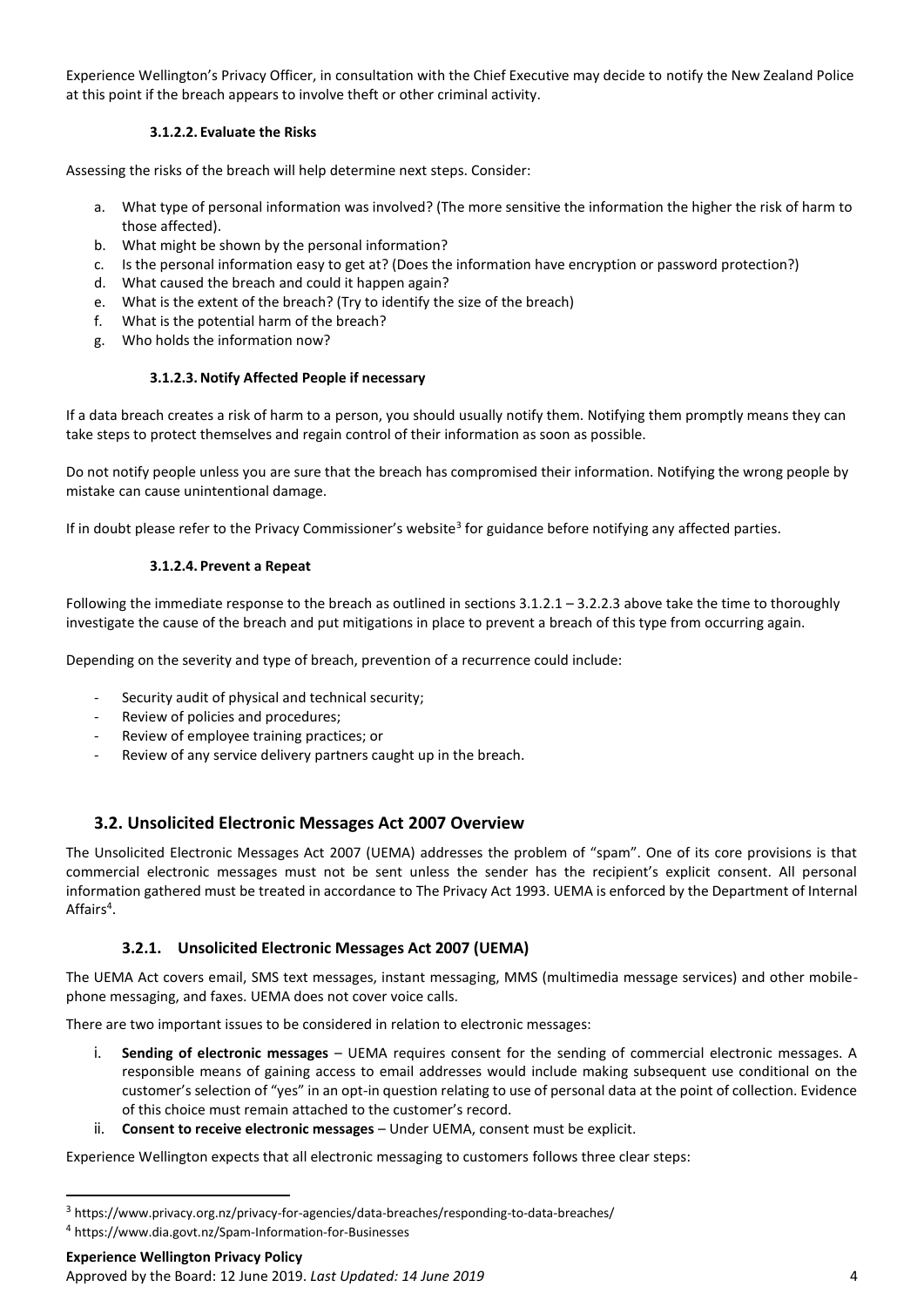Experience Wellington's Privacy Officer, in consultation with the Chief Executive may decide to notify the New Zealand Police at this point if the breach appears to involve theft or other criminal activity.

##### 3.1.2.2. Evaluate the Risks

Assessing the risks of the breach will help determine next steps. Consider:

a. What type of personal information was involved? (The more sensitive the information the higher the risk of harm to those affected).
b. What might be shown by the personal information?
c. Is the personal information easy to get at? (Does the information have encryption or password protection?)
d. What caused the breach and could it happen again?
e. What is the extent of the breach? (Try to identify the size of the breach)
f. What is the potential harm of the breach?
g. Who holds the information now?

##### 3.1.2.3. Notify Affected People if necessary

If a data breach creates a risk of harm to a person, you should usually notify them. Notifying them promptly means they can take steps to protect themselves and regain control of their information as soon as possible.

Do not notify people unless you are sure that the breach has compromised their information. Notifying the wrong people by mistake can cause unintentional damage.

If in doubt please refer to the Privacy Commissioner's website[3] for guidance before notifying any affected parties.

##### 3.1.2.4. Prevent a Repeat

Following the immediate response to the breach as outlined in sections 3.1.2.1 – 3.2.2.3 above take the time to thoroughly investigate the cause of the breach and put mitigations in place to prevent a breach of this type from occurring again.

Depending on the severity and type of breach, prevention of a recurrence could include:

- Security audit of physical and technical security;
- Review of policies and procedures;
- Review of employee training practices; or
- Review of any service delivery partners caught up in the breach.

## 3.2. Unsolicited Electronic Messages Act 2007 Overview

The Unsolicited Electronic Messages Act 2007 (UEMA) addresses the problem of "spam". One of its core provisions is that commercial electronic messages must not be sent unless the sender has the recipient's explicit consent. All personal information gathered must be treated in accordance to The Privacy Act 1993. UEMA is enforced by the Department of Internal Affairs[4].

### 3.2.1. Unsolicited Electronic Messages Act 2007 (UEMA)

The UEMA Act covers email, SMS text messages, instant messaging, MMS (multimedia message services) and other mobile-phone messaging, and faxes. UEMA does not cover voice calls.

There are two important issues to be considered in relation to electronic messages:

i. **Sending of electronic messages** – UEMA requires consent for the sending of commercial electronic messages. A responsible means of gaining access to email addresses would include making subsequent use conditional on the customer's selection of "yes" in an opt-in question relating to use of personal data at the point of collection. Evidence of this choice must remain attached to the customer's record.
ii. **Consent to receive electronic messages** – Under UEMA, consent must be explicit.

Experience Wellington expects that all electronic messaging to customers follows three clear steps:

---

[3] https://www.privacy.org.nz/privacy-for-agencies/data-breaches/responding-to-data-breaches/

[4] https://www.dia.govt.nz/Spam-Information-for-Businesses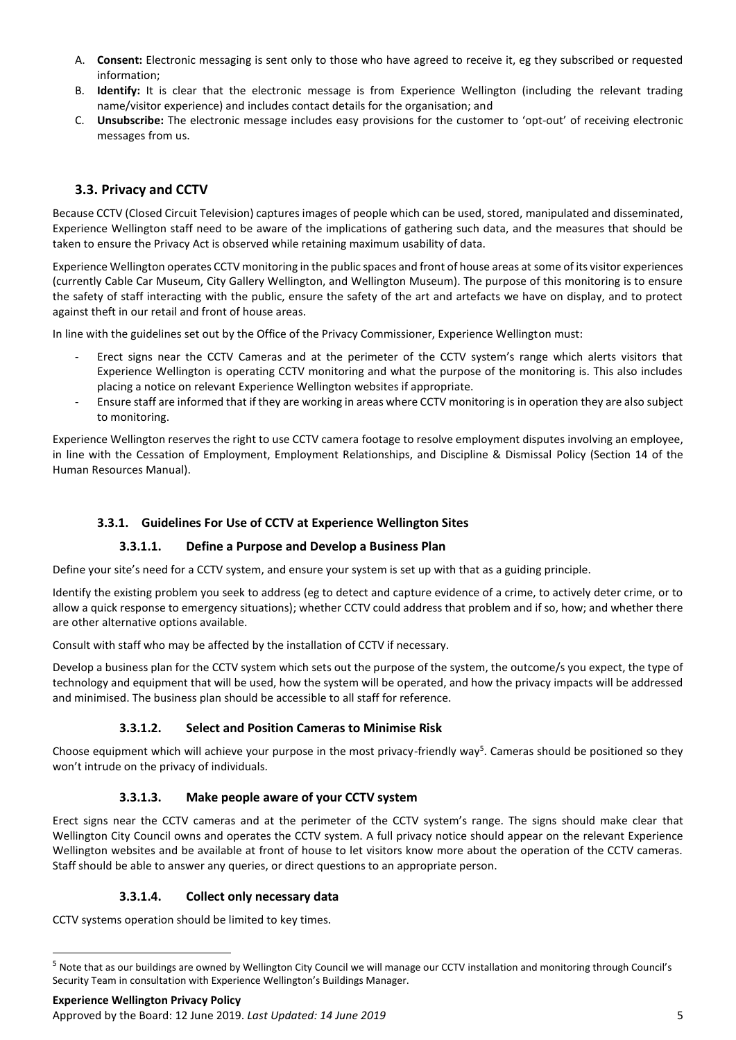A. **Consent:** Electronic messaging is sent only to those who have agreed to receive it, eg they subscribed or requested information;
B. **Identify:** It is clear that the electronic message is from Experience Wellington (including the relevant trading name/visitor experience) and includes contact details for the organisation; and
C. **Unsubscribe:** The electronic message includes easy provisions for the customer to 'opt-out' of receiving electronic messages from us.

## 3.3. Privacy and CCTV

Because CCTV (Closed Circuit Television) captures images of people which can be used, stored, manipulated and disseminated, Experience Wellington staff need to be aware of the implications of gathering such data, and the measures that should be taken to ensure the Privacy Act is observed while retaining maximum usability of data.

Experience Wellington operates CCTV monitoring in the public spaces and front of house areas at some of its visitor experiences (currently Cable Car Museum, City Gallery Wellington, and Wellington Museum). The purpose of this monitoring is to ensure the safety of staff interacting with the public, ensure the safety of the art and artefacts we have on display, and to protect against theft in our retail and front of house areas.

In line with the guidelines set out by the Office of the Privacy Commissioner, Experience Wellington must:

- Erect signs near the CCTV Cameras and at the perimeter of the CCTV system's range which alerts visitors that Experience Wellington is operating CCTV monitoring and what the purpose of the monitoring is. This also includes placing a notice on relevant Experience Wellington websites if appropriate.
- Ensure staff are informed that if they are working in areas where CCTV monitoring is in operation they are also subject to monitoring.

Experience Wellington reserves the right to use CCTV camera footage to resolve employment disputes involving an employee, in line with the Cessation of Employment, Employment Relationships, and Discipline & Dismissal Policy (Section 14 of the Human Resources Manual).

### 3.3.1. Guidelines For Use of CCTV at Experience Wellington Sites

#### 3.3.1.1. Define a Purpose and Develop a Business Plan

Define your site's need for a CCTV system, and ensure your system is set up with that as a guiding principle.

Identify the existing problem you seek to address (eg to detect and capture evidence of a crime, to actively deter crime, or to allow a quick response to emergency situations); whether CCTV could address that problem and if so, how; and whether there are other alternative options available.

Consult with staff who may be affected by the installation of CCTV if necessary.

Develop a business plan for the CCTV system which sets out the purpose of the system, the outcome/s you expect, the type of technology and equipment that will be used, how the system will be operated, and how the privacy impacts will be addressed and minimised. The business plan should be accessible to all staff for reference.

#### 3.3.1.2. Select and Position Cameras to Minimise Risk

Choose equipment which will achieve your purpose in the most privacy-friendly way[5]. Cameras should be positioned so they won't intrude on the privacy of individuals.

#### 3.3.1.3. Make people aware of your CCTV system

Erect signs near the CCTV cameras and at the perimeter of the CCTV system's range. The signs should make clear that Wellington City Council owns and operates the CCTV system. A full privacy notice should appear on the relevant Experience Wellington websites and be available at front of house to let visitors know more about the operation of the CCTV cameras. Staff should be able to answer any queries, or direct questions to an appropriate person.

#### 3.3.1.4. Collect only necessary data

CCTV systems operation should be limited to key times.

[5] Note that as our buildings are owned by Wellington City Council we will manage our CCTV installation and monitoring through Council's Security Team in consultation with Experience Wellington's Buildings Manager.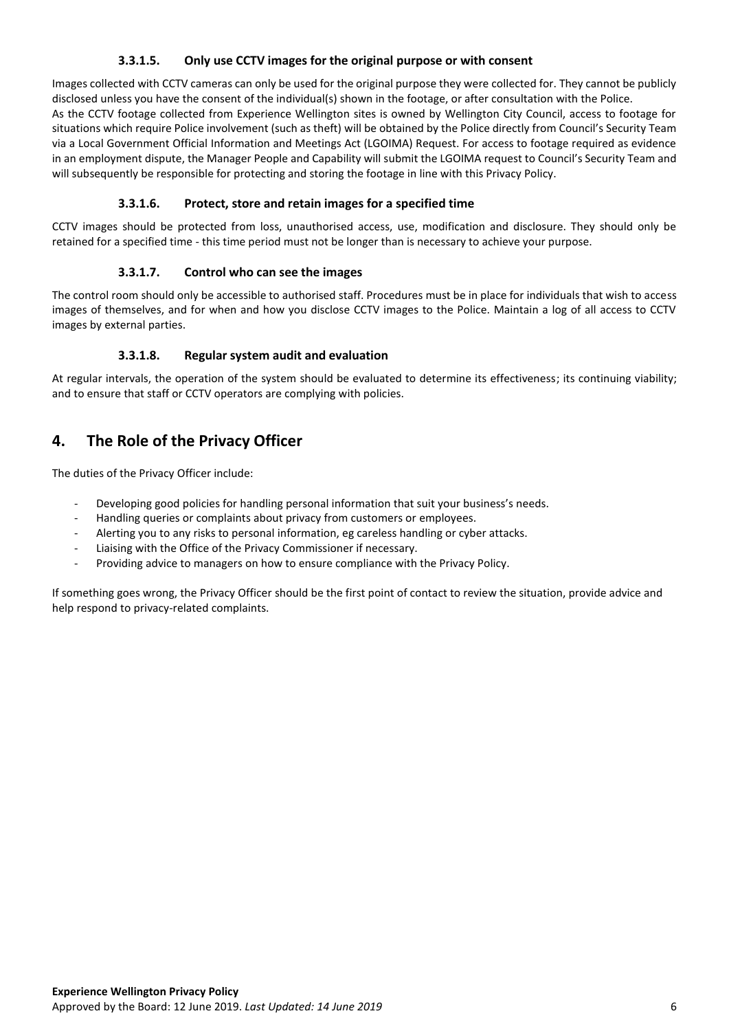#### 3.3.1.5. Only use CCTV images for the original purpose or with consent

Images collected with CCTV cameras can only be used for the original purpose they were collected for. They cannot be publicly disclosed unless you have the consent of the individual(s) shown in the footage, or after consultation with the Police.
As the CCTV footage collected from Experience Wellington sites is owned by Wellington City Council, access to footage for situations which require Police involvement (such as theft) will be obtained by the Police directly from Council's Security Team via a Local Government Official Information and Meetings Act (LGOIMA) Request. For access to footage required as evidence in an employment dispute, the Manager People and Capability will submit the LGOIMA request to Council's Security Team and will subsequently be responsible for protecting and storing the footage in line with this Privacy Policy.

#### 3.3.1.6. Protect, store and retain images for a specified time

CCTV images should be protected from loss, unauthorised access, use, modification and disclosure. They should only be retained for a specified time - this time period must not be longer than is necessary to achieve your purpose.

#### 3.3.1.7. Control who can see the images

The control room should only be accessible to authorised staff. Procedures must be in place for individuals that wish to access images of themselves, and for when and how you disclose CCTV images to the Police. Maintain a log of all access to CCTV images by external parties.

#### 3.3.1.8. Regular system audit and evaluation

At regular intervals, the operation of the system should be evaluated to determine its effectiveness; its continuing viability; and to ensure that staff or CCTV operators are complying with policies.

## 4. The Role of the Privacy Officer

The duties of the Privacy Officer include:

- Developing good policies for handling personal information that suit your business's needs.
- Handling queries or complaints about privacy from customers or employees.
- Alerting you to any risks to personal information, eg careless handling or cyber attacks.
- Liaising with the Office of the Privacy Commissioner if necessary.
- Providing advice to managers on how to ensure compliance with the Privacy Policy.

If something goes wrong, the Privacy Officer should be the first point of contact to review the situation, provide advice and help respond to privacy-related complaints.